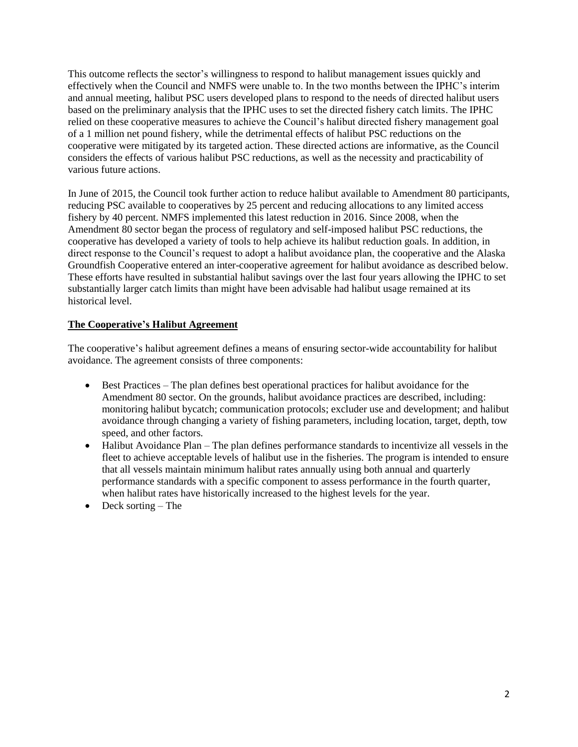This outcome reflects the sector's willingness to respond to halibut management issues quickly and effectively when the Council and NMFS were unable to. In the two months between the IPHC's interim and annual meeting, halibut PSC users developed plans to respond to the needs of directed halibut users based on the preliminary analysis that the IPHC uses to set the directed fishery catch limits. The IPHC relied on these cooperative measures to achieve the Council's halibut directed fishery management goal of a 1 million net pound fishery, while the detrimental effects of halibut PSC reductions on the cooperative were mitigated by its targeted action. These directed actions are informative, as the Council considers the effects of various halibut PSC reductions, as well as the necessity and practicability of various future actions.

In June of 2015, the Council took further action to reduce halibut available to Amendment 80 participants, reducing PSC available to cooperatives by 25 percent and reducing allocations to any limited access fishery by 40 percent. NMFS implemented this latest reduction in 2016. Since 2008, when the Amendment 80 sector began the process of regulatory and self-imposed halibut PSC reductions, the cooperative has developed a variety of tools to help achieve its halibut reduction goals. In addition, in direct response to the Council's request to adopt a halibut avoidance plan, the cooperative and the Alaska Groundfish Cooperative entered an inter-cooperative agreement for halibut avoidance as described below. These efforts have resulted in substantial halibut savings over the last four years allowing the IPHC to set substantially larger catch limits than might have been advisable had halibut usage remained at its historical level.

**The Cooperative's Halibut Agreement**

The cooperative's halibut agreement defines a means of ensuring sector-wide accountability for halibut avoidance. The agreement consists of three components:

- Best Practices – The plan defines best operational practices for halibut avoidance for the Amendment 80 sector. On the grounds, halibut avoidance practices are described, including: monitoring halibut bycatch; communication protocols; excluder use and development; and halibut avoidance through changing a variety of fishing parameters, including location, target, depth, tow speed, and other factors.
- Halibut Avoidance Plan – The plan defines performance standards to incentivize all vessels in the fleet to achieve acceptable levels of halibut use in the fisheries. The program is intended to ensure that all vessels maintain minimum halibut rates annually using both annual and quarterly performance standards with a specific component to assess performance in the fourth quarter, when halibut rates have historically increased to the highest levels for the year.
- Deck sorting – The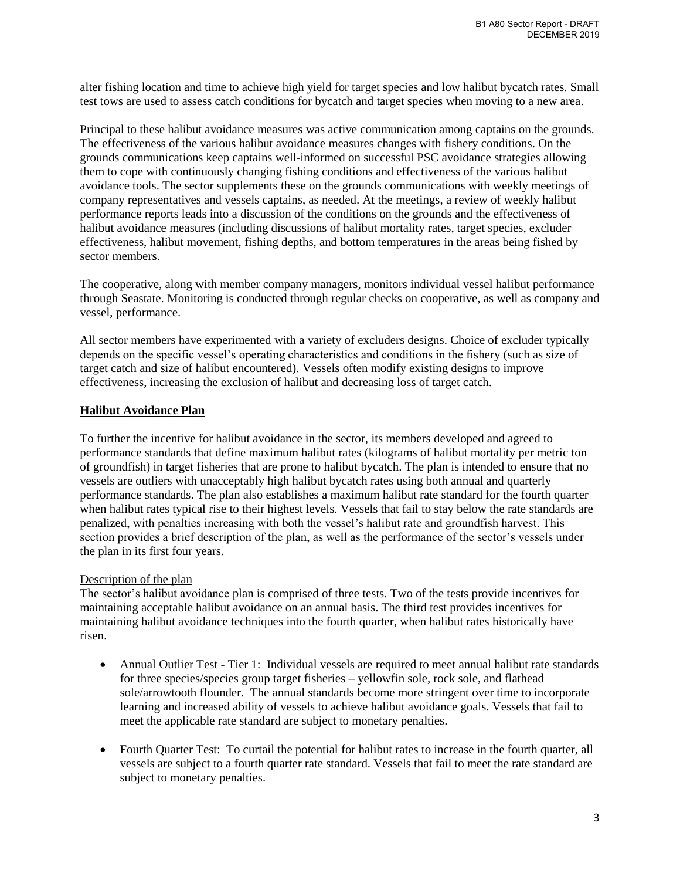alter fishing location and time to achieve high yield for target species and low halibut bycatch rates. Small test tows are used to assess catch conditions for bycatch and target species when moving to a new area.

Principal to these halibut avoidance measures was active communication among captains on the grounds. The effectiveness of the various halibut avoidance measures changes with fishery conditions. On the grounds communications keep captains well-informed on successful PSC avoidance strategies allowing them to cope with continuously changing fishing conditions and effectiveness of the various halibut avoidance tools. The sector supplements these on the grounds communications with weekly meetings of company representatives and vessels captains, as needed. At the meetings, a review of weekly halibut performance reports leads into a discussion of the conditions on the grounds and the effectiveness of halibut avoidance measures (including discussions of halibut mortality rates, target species, excluder effectiveness, halibut movement, fishing depths, and bottom temperatures in the areas being fished by sector members.

The cooperative, along with member company managers, monitors individual vessel halibut performance through Seastate. Monitoring is conducted through regular checks on cooperative, as well as company and vessel, performance.

All sector members have experimented with a variety of excluders designs. Choice of excluder typically depends on the specific vessel's operating characteristics and conditions in the fishery (such as size of target catch and size of halibut encountered). Vessels often modify existing designs to improve effectiveness, increasing the exclusion of halibut and decreasing loss of target catch.

## Halibut Avoidance Plan

To further the incentive for halibut avoidance in the sector, its members developed and agreed to performance standards that define maximum halibut rates (kilograms of halibut mortality per metric ton of groundfish) in target fisheries that are prone to halibut bycatch. The plan is intended to ensure that no vessels are outliers with unacceptably high halibut bycatch rates using both annual and quarterly performance standards. The plan also establishes a maximum halibut rate standard for the fourth quarter when halibut rates typical rise to their highest levels. Vessels that fail to stay below the rate standards are penalized, with penalties increasing with both the vessel's halibut rate and groundfish harvest. This section provides a brief description of the plan, as well as the performance of the sector's vessels under the plan in its first four years.

### Description of the plan

The sector's halibut avoidance plan is comprised of three tests. Two of the tests provide incentives for maintaining acceptable halibut avoidance on an annual basis. The third test provides incentives for maintaining halibut avoidance techniques into the fourth quarter, when halibut rates historically have risen.

- Annual Outlier Test - Tier 1: Individual vessels are required to meet annual halibut rate standards for three species/species group target fisheries – yellowfin sole, rock sole, and flathead sole/arrowtooth flounder. The annual standards become more stringent over time to incorporate learning and increased ability of vessels to achieve halibut avoidance goals. Vessels that fail to meet the applicable rate standard are subject to monetary penalties.

- Fourth Quarter Test: To curtail the potential for halibut rates to increase in the fourth quarter, all vessels are subject to a fourth quarter rate standard. Vessels that fail to meet the rate standard are subject to monetary penalties.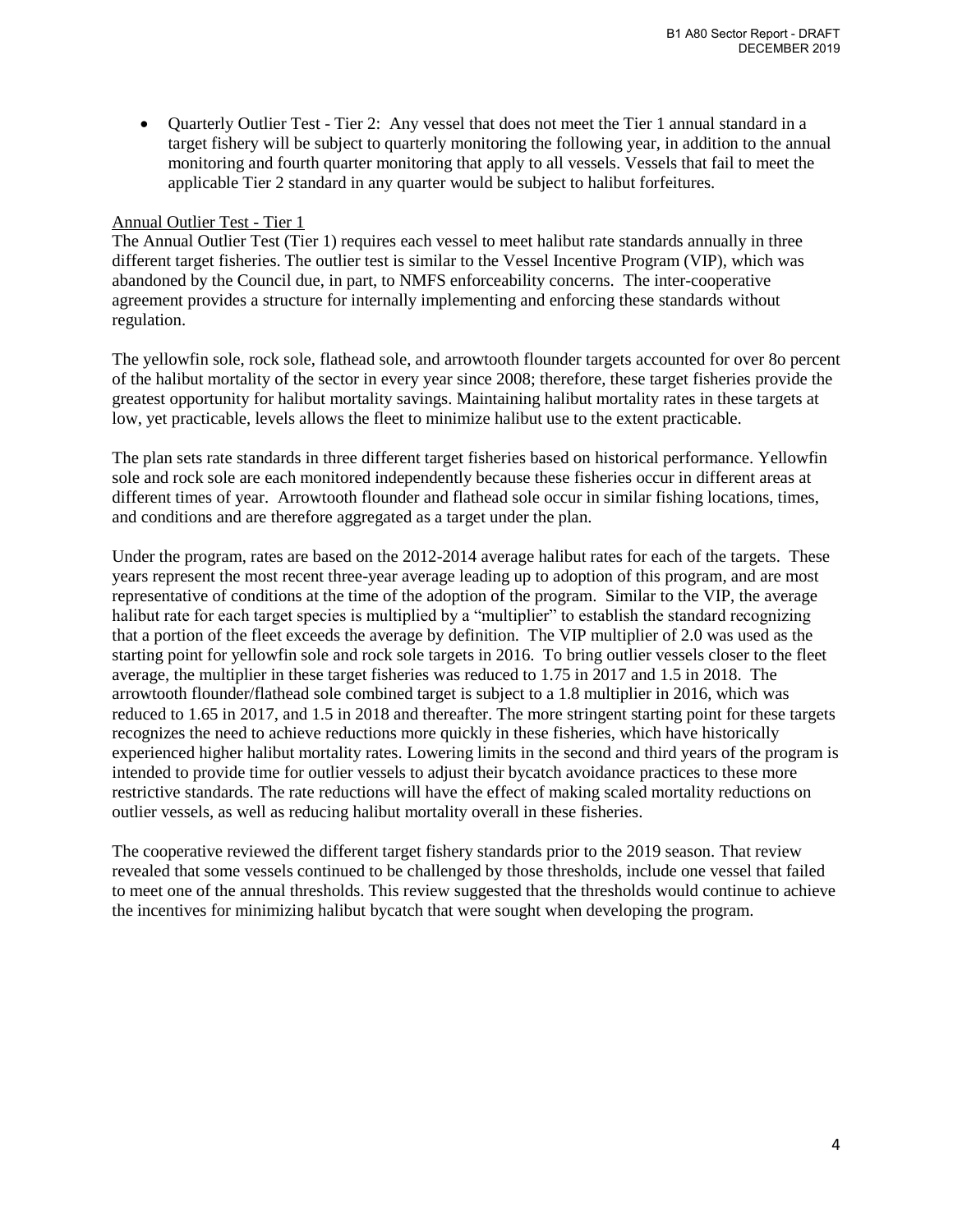- Quarterly Outlier Test - Tier 2: Any vessel that does not meet the Tier 1 annual standard in a target fishery will be subject to quarterly monitoring the following year, in addition to the annual monitoring and fourth quarter monitoring that apply to all vessels. Vessels that fail to meet the applicable Tier 2 standard in any quarter would be subject to halibut forfeitures.

<u>Annual Outlier Test - Tier 1</u>

The Annual Outlier Test (Tier 1) requires each vessel to meet halibut rate standards annually in three different target fisheries. The outlier test is similar to the Vessel Incentive Program (VIP), which was abandoned by the Council due, in part, to NMFS enforceability concerns. The inter-cooperative agreement provides a structure for internally implementing and enforcing these standards without regulation.

The yellowfin sole, rock sole, flathead sole, and arrowtooth flounder targets accounted for over 8o percent of the halibut mortality of the sector in every year since 2008; therefore, these target fisheries provide the greatest opportunity for halibut mortality savings. Maintaining halibut mortality rates in these targets at low, yet practicable, levels allows the fleet to minimize halibut use to the extent practicable.

The plan sets rate standards in three different target fisheries based on historical performance. Yellowfin sole and rock sole are each monitored independently because these fisheries occur in different areas at different times of year. Arrowtooth flounder and flathead sole occur in similar fishing locations, times, and conditions and are therefore aggregated as a target under the plan.

Under the program, rates are based on the 2012-2014 average halibut rates for each of the targets. These years represent the most recent three-year average leading up to adoption of this program, and are most representative of conditions at the time of the adoption of the program. Similar to the VIP, the average halibut rate for each target species is multiplied by a "multiplier" to establish the standard recognizing that a portion of the fleet exceeds the average by definition. The VIP multiplier of 2.0 was used as the starting point for yellowfin sole and rock sole targets in 2016. To bring outlier vessels closer to the fleet average, the multiplier in these target fisheries was reduced to 1.75 in 2017 and 1.5 in 2018. The arrowtooth flounder/flathead sole combined target is subject to a 1.8 multiplier in 2016, which was reduced to 1.65 in 2017, and 1.5 in 2018 and thereafter. The more stringent starting point for these targets recognizes the need to achieve reductions more quickly in these fisheries, which have historically experienced higher halibut mortality rates. Lowering limits in the second and third years of the program is intended to provide time for outlier vessels to adjust their bycatch avoidance practices to these more restrictive standards. The rate reductions will have the effect of making scaled mortality reductions on outlier vessels, as well as reducing halibut mortality overall in these fisheries.

The cooperative reviewed the different target fishery standards prior to the 2019 season. That review revealed that some vessels continued to be challenged by those thresholds, include one vessel that failed to meet one of the annual thresholds. This review suggested that the thresholds would continue to achieve the incentives for minimizing halibut bycatch that were sought when developing the program.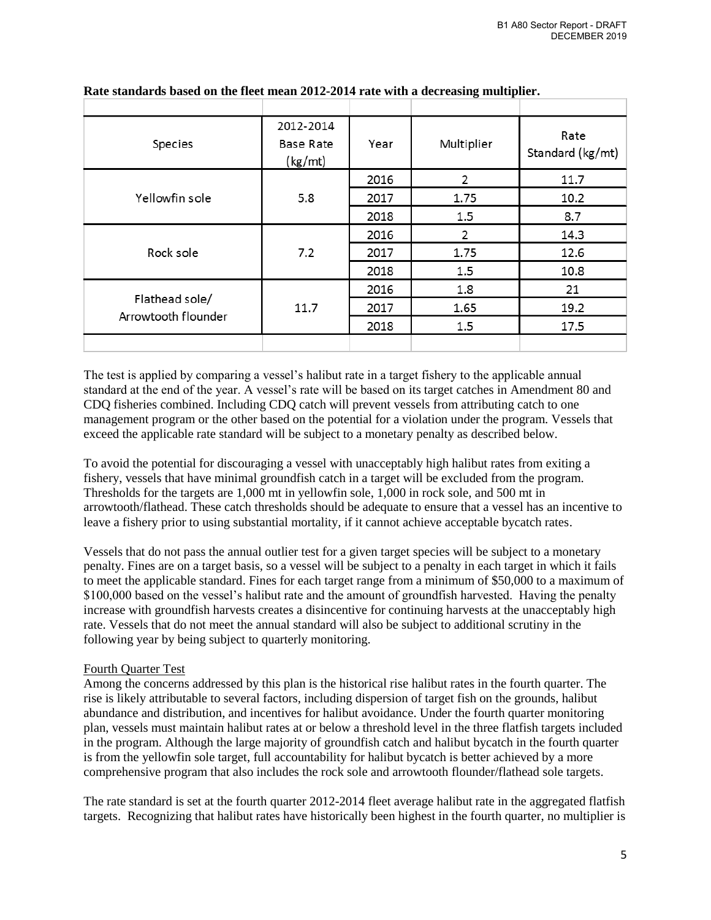**Rate standards based on the fleet mean 2012-2014 rate with a decreasing multiplier.**

| Species | 2012-2014 Base Rate (kg/mt) | Year | Multiplier | Rate Standard (kg/mt) |
|---|---|---|---|---|
| Yellowfin sole | 5.8 | 2016 | 2 | 11.7 |
| | | 2017 | 1.75 | 10.2 |
| | | 2018 | 1.5 | 8.7 |
| Rock sole | 7.2 | 2016 | 2 | 14.3 |
| | | 2017 | 1.75 | 12.6 |
| | | 2018 | 1.5 | 10.8 |
| Flathead sole/ Arrowtooth flounder | 11.7 | 2016 | 1.8 | 21 |
| | | 2017 | 1.65 | 19.2 |
| | | 2018 | 1.5 | 17.5 |

The test is applied by comparing a vessel's halibut rate in a target fishery to the applicable annual standard at the end of the year. A vessel's rate will be based on its target catches in Amendment 80 and CDQ fisheries combined. Including CDQ catch will prevent vessels from attributing catch to one management program or the other based on the potential for a violation under the program. Vessels that exceed the applicable rate standard will be subject to a monetary penalty as described below.

To avoid the potential for discouraging a vessel with unacceptably high halibut rates from exiting a fishery, vessels that have minimal groundfish catch in a target will be excluded from the program. Thresholds for the targets are 1,000 mt in yellowfin sole, 1,000 in rock sole, and 500 mt in arrowtooth/flathead. These catch thresholds should be adequate to ensure that a vessel has an incentive to leave a fishery prior to using substantial mortality, if it cannot achieve acceptable bycatch rates.

Vessels that do not pass the annual outlier test for a given target species will be subject to a monetary penalty. Fines are on a target basis, so a vessel will be subject to a penalty in each target in which it fails to meet the applicable standard. Fines for each target range from a minimum of $50,000 to a maximum of $100,000 based on the vessel's halibut rate and the amount of groundfish harvested. Having the penalty increase with groundfish harvests creates a disincentive for continuing harvests at the unacceptably high rate. Vessels that do not meet the annual standard will also be subject to additional scrutiny in the following year by being subject to quarterly monitoring.

Fourth Quarter Test

Among the concerns addressed by this plan is the historical rise halibut rates in the fourth quarter. The rise is likely attributable to several factors, including dispersion of target fish on the grounds, halibut abundance and distribution, and incentives for halibut avoidance. Under the fourth quarter monitoring plan, vessels must maintain halibut rates at or below a threshold level in the three flatfish targets included in the program. Although the large majority of groundfish catch and halibut bycatch in the fourth quarter is from the yellowfin sole target, full accountability for halibut bycatch is better achieved by a more comprehensive program that also includes the rock sole and arrowtooth flounder/flathead sole targets.

The rate standard is set at the fourth quarter 2012-2014 fleet average halibut rate in the aggregated flatfish targets. Recognizing that halibut rates have historically been highest in the fourth quarter, no multiplier is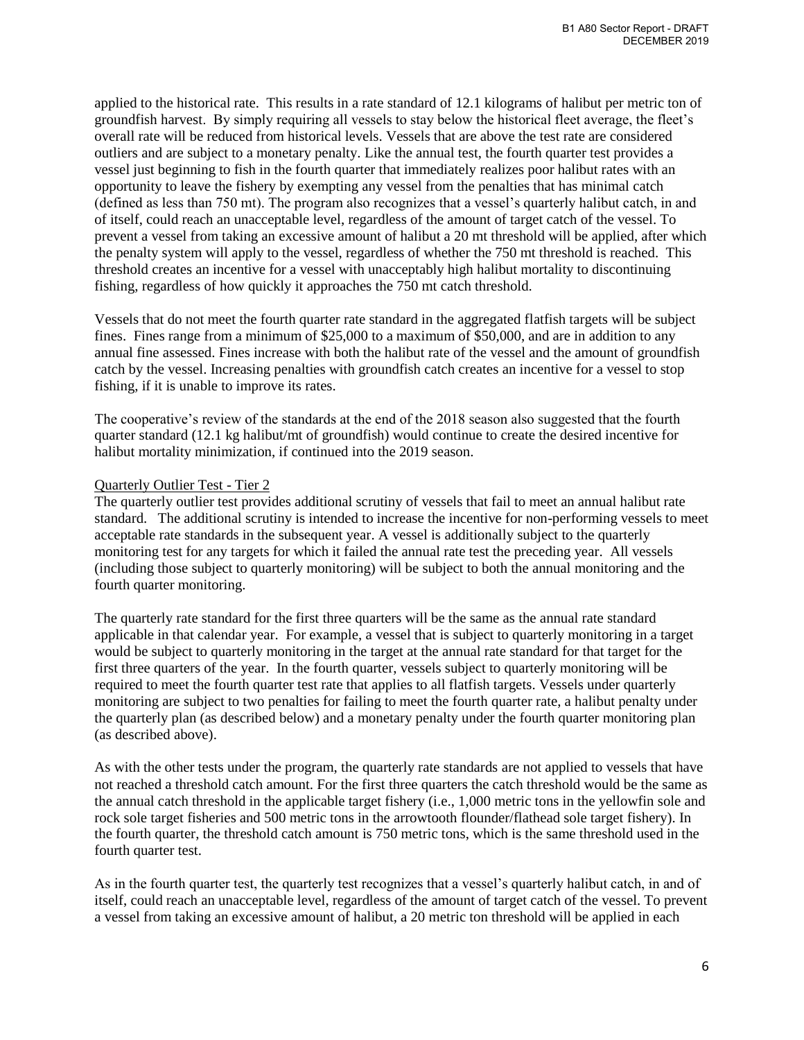applied to the historical rate. This results in a rate standard of 12.1 kilograms of halibut per metric ton of groundfish harvest. By simply requiring all vessels to stay below the historical fleet average, the fleet's overall rate will be reduced from historical levels. Vessels that are above the test rate are considered outliers and are subject to a monetary penalty. Like the annual test, the fourth quarter test provides a vessel just beginning to fish in the fourth quarter that immediately realizes poor halibut rates with an opportunity to leave the fishery by exempting any vessel from the penalties that has minimal catch (defined as less than 750 mt). The program also recognizes that a vessel's quarterly halibut catch, in and of itself, could reach an unacceptable level, regardless of the amount of target catch of the vessel. To prevent a vessel from taking an excessive amount of halibut a 20 mt threshold will be applied, after which the penalty system will apply to the vessel, regardless of whether the 750 mt threshold is reached. This threshold creates an incentive for a vessel with unacceptably high halibut mortality to discontinuing fishing, regardless of how quickly it approaches the 750 mt catch threshold.

Vessels that do not meet the fourth quarter rate standard in the aggregated flatfish targets will be subject fines. Fines range from a minimum of $25,000 to a maximum of $50,000, and are in addition to any annual fine assessed. Fines increase with both the halibut rate of the vessel and the amount of groundfish catch by the vessel. Increasing penalties with groundfish catch creates an incentive for a vessel to stop fishing, if it is unable to improve its rates.

The cooperative's review of the standards at the end of the 2018 season also suggested that the fourth quarter standard (12.1 kg halibut/mt of groundfish) would continue to create the desired incentive for halibut mortality minimization, if continued into the 2019 season.

<u>Quarterly Outlier Test - Tier 2</u>

The quarterly outlier test provides additional scrutiny of vessels that fail to meet an annual halibut rate standard. The additional scrutiny is intended to increase the incentive for non-performing vessels to meet acceptable rate standards in the subsequent year. A vessel is additionally subject to the quarterly monitoring test for any targets for which it failed the annual rate test the preceding year. All vessels (including those subject to quarterly monitoring) will be subject to both the annual monitoring and the fourth quarter monitoring.

The quarterly rate standard for the first three quarters will be the same as the annual rate standard applicable in that calendar year. For example, a vessel that is subject to quarterly monitoring in a target would be subject to quarterly monitoring in the target at the annual rate standard for that target for the first three quarters of the year. In the fourth quarter, vessels subject to quarterly monitoring will be required to meet the fourth quarter test rate that applies to all flatfish targets. Vessels under quarterly monitoring are subject to two penalties for failing to meet the fourth quarter rate, a halibut penalty under the quarterly plan (as described below) and a monetary penalty under the fourth quarter monitoring plan (as described above).

As with the other tests under the program, the quarterly rate standards are not applied to vessels that have not reached a threshold catch amount. For the first three quarters the catch threshold would be the same as the annual catch threshold in the applicable target fishery (i.e., 1,000 metric tons in the yellowfin sole and rock sole target fisheries and 500 metric tons in the arrowtooth flounder/flathead sole target fishery). In the fourth quarter, the threshold catch amount is 750 metric tons, which is the same threshold used in the fourth quarter test.

As in the fourth quarter test, the quarterly test recognizes that a vessel's quarterly halibut catch, in and of itself, could reach an unacceptable level, regardless of the amount of target catch of the vessel. To prevent a vessel from taking an excessive amount of halibut, a 20 metric ton threshold will be applied in each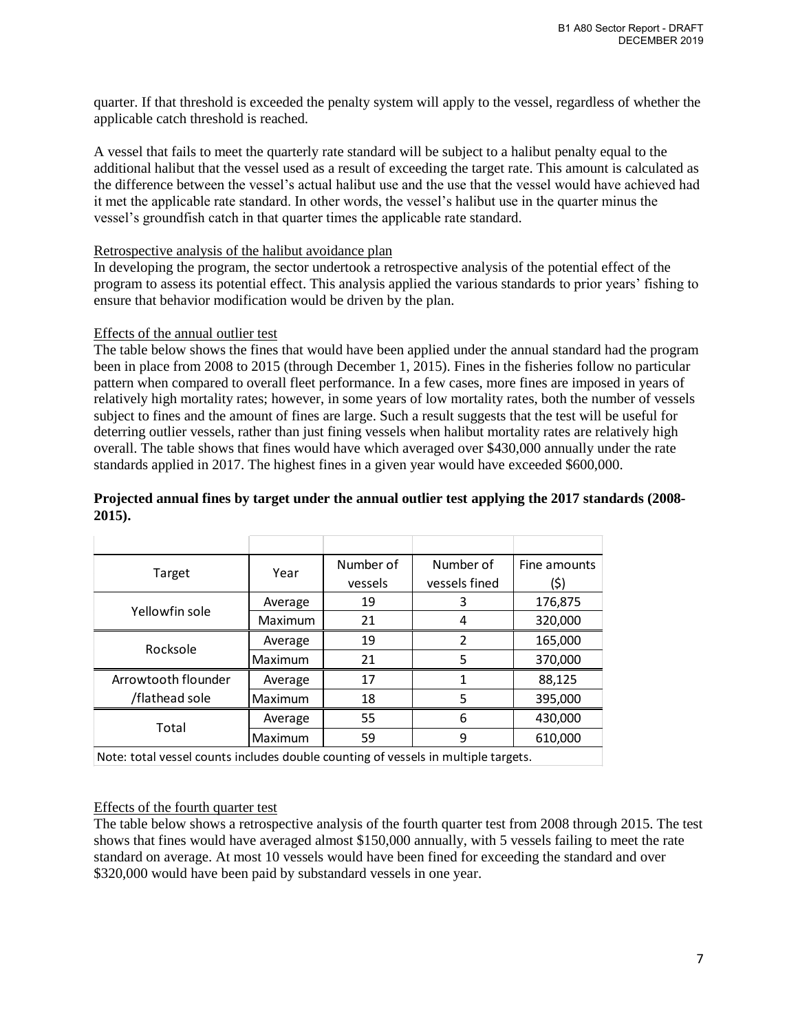quarter. If that threshold is exceeded the penalty system will apply to the vessel, regardless of whether the applicable catch threshold is reached.

A vessel that fails to meet the quarterly rate standard will be subject to a halibut penalty equal to the additional halibut that the vessel used as a result of exceeding the target rate. This amount is calculated as the difference between the vessel's actual halibut use and the use that the vessel would have achieved had it met the applicable rate standard. In other words, the vessel's halibut use in the quarter minus the vessel's groundfish catch in that quarter times the applicable rate standard.

Retrospective analysis of the halibut avoidance plan

In developing the program, the sector undertook a retrospective analysis of the potential effect of the program to assess its potential effect. This analysis applied the various standards to prior years' fishing to ensure that behavior modification would be driven by the plan.

Effects of the annual outlier test

The table below shows the fines that would have been applied under the annual standard had the program been in place from 2008 to 2015 (through December 1, 2015). Fines in the fisheries follow no particular pattern when compared to overall fleet performance. In a few cases, more fines are imposed in years of relatively high mortality rates; however, in some years of low mortality rates, both the number of vessels subject to fines and the amount of fines are large. Such a result suggests that the test will be useful for deterring outlier vessels, rather than just fining vessels when halibut mortality rates are relatively high overall. The table shows that fines would have which averaged over $430,000 annually under the rate standards applied in 2017. The highest fines in a given year would have exceeded $600,000.

**Projected annual fines by target under the annual outlier test applying the 2017 standards (2008-2015).**

| Target | Year | Number of vessels | Number of vessels fined | Fine amounts ($) |
|---|---|---|---|---|
| Yellowfin sole | Average | 19 | 3 | 176,875 |
| | Maximum | 21 | 4 | 320,000 |
| Rocksole | Average | 19 | 2 | 165,000 |
| | Maximum | 21 | 5 | 370,000 |
| Arrowtooth flounder /flathead sole | Average | 17 | 1 | 88,125 |
| | Maximum | 18 | 5 | 395,000 |
| Total | Average | 55 | 6 | 430,000 |
| | Maximum | 59 | 9 | 610,000 |

Note: total vessel counts includes double counting of vessels in multiple targets.

Effects of the fourth quarter test

The table below shows a retrospective analysis of the fourth quarter test from 2008 through 2015. The test shows that fines would have averaged almost $150,000 annually, with 5 vessels failing to meet the rate standard on average. At most 10 vessels would have been fined for exceeding the standard and over $320,000 would have been paid by substandard vessels in one year.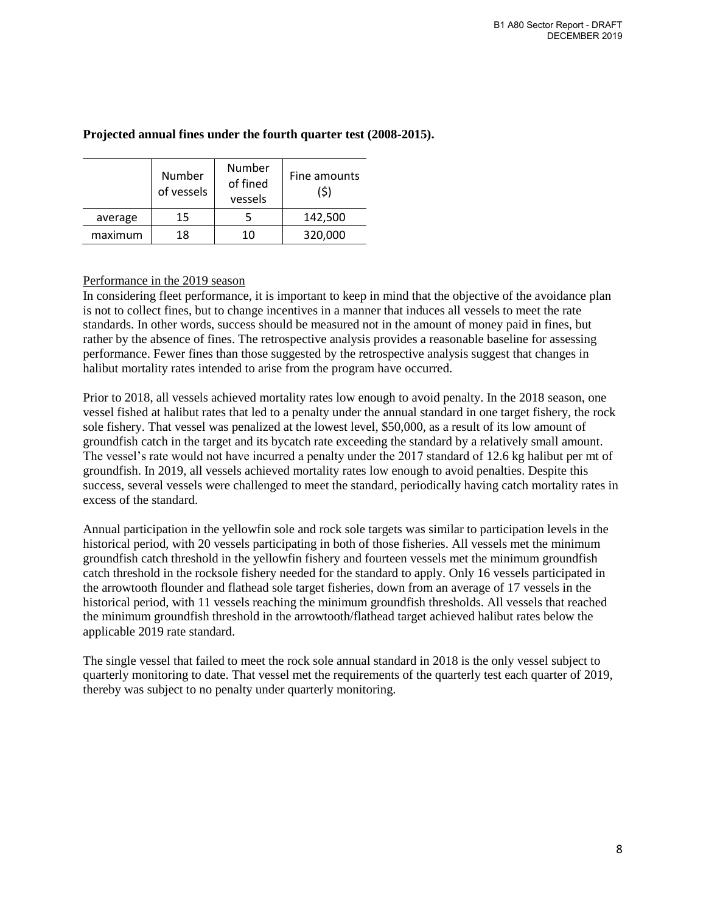**Projected annual fines under the fourth quarter test (2008-2015).**

| | Number of vessels | Number of fined vessels | Fine amounts ($) |
|---|---|---|---|
| average | 15 | 5 | 142,500 |
| maximum | 18 | 10 | 320,000 |

Performance in the 2019 season

In considering fleet performance, it is important to keep in mind that the objective of the avoidance plan is not to collect fines, but to change incentives in a manner that induces all vessels to meet the rate standards. In other words, success should be measured not in the amount of money paid in fines, but rather by the absence of fines. The retrospective analysis provides a reasonable baseline for assessing performance. Fewer fines than those suggested by the retrospective analysis suggest that changes in halibut mortality rates intended to arise from the program have occurred.

Prior to 2018, all vessels achieved mortality rates low enough to avoid penalty. In the 2018 season, one vessel fished at halibut rates that led to a penalty under the annual standard in one target fishery, the rock sole fishery. That vessel was penalized at the lowest level, $50,000, as a result of its low amount of groundfish catch in the target and its bycatch rate exceeding the standard by a relatively small amount. The vessel's rate would not have incurred a penalty under the 2017 standard of 12.6 kg halibut per mt of groundfish. In 2019, all vessels achieved mortality rates low enough to avoid penalties. Despite this success, several vessels were challenged to meet the standard, periodically having catch mortality rates in excess of the standard.

Annual participation in the yellowfin sole and rock sole targets was similar to participation levels in the historical period, with 20 vessels participating in both of those fisheries. All vessels met the minimum groundfish catch threshold in the yellowfin fishery and fourteen vessels met the minimum groundfish catch threshold in the rocksole fishery needed for the standard to apply. Only 16 vessels participated in the arrowtooth flounder and flathead sole target fisheries, down from an average of 17 vessels in the historical period, with 11 vessels reaching the minimum groundfish thresholds. All vessels that reached the minimum groundfish threshold in the arrowtooth/flathead target achieved halibut rates below the applicable 2019 rate standard.

The single vessel that failed to meet the rock sole annual standard in 2018 is the only vessel subject to quarterly monitoring to date. That vessel met the requirements of the quarterly test each quarter of 2019, thereby was subject to no penalty under quarterly monitoring.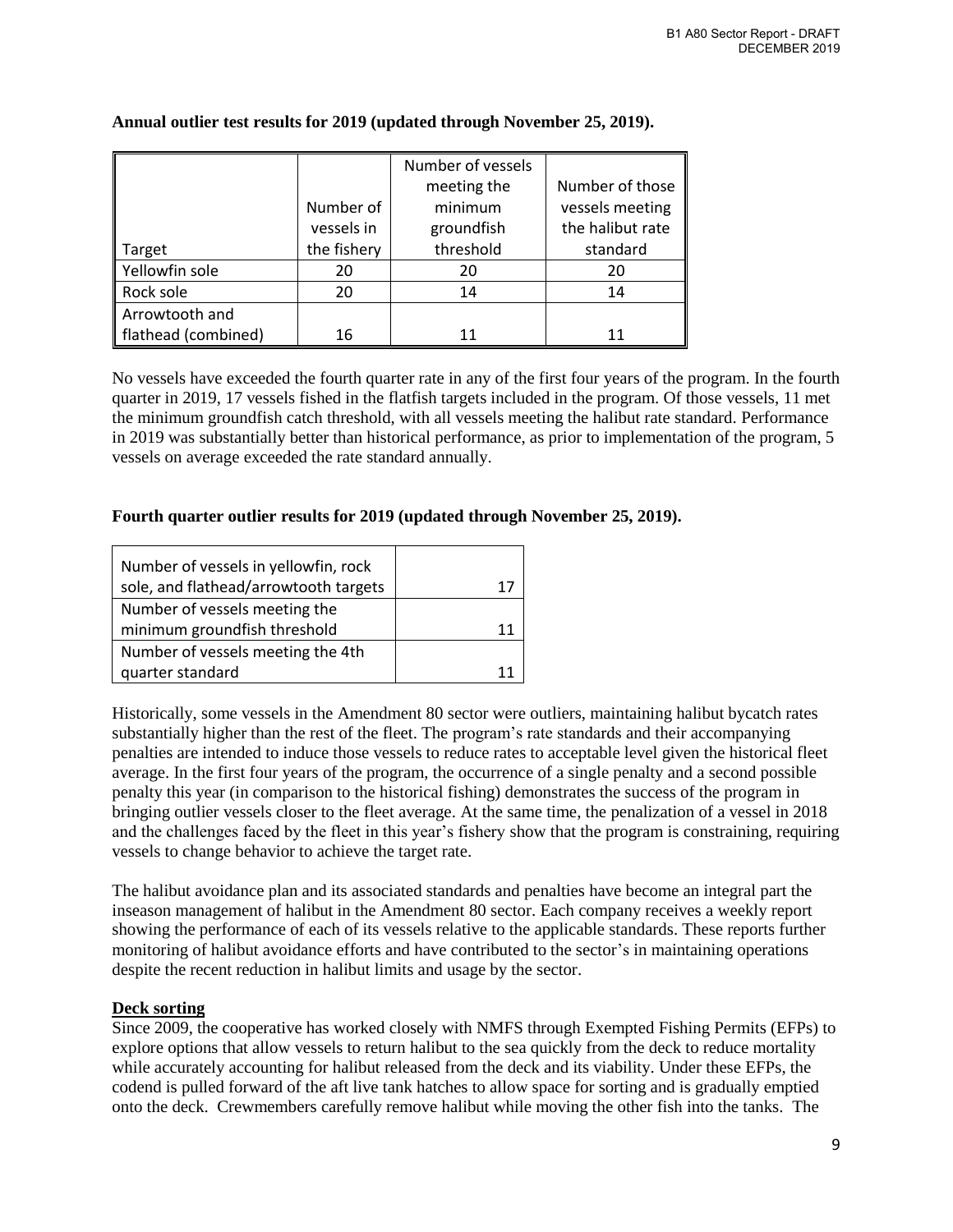**Annual outlier test results for 2019 (updated through November 25, 2019).**

| Target | Number of vessels in the fishery | Number of vessels meeting the minimum groundfish threshold | Number of those vessels meeting the halibut rate standard |
|---|---|---|---|
| Yellowfin sole | 20 | 20 | 20 |
| Rock sole | 20 | 14 | 14 |
| Arrowtooth and flathead (combined) | 16 | 11 | 11 |

No vessels have exceeded the fourth quarter rate in any of the first four years of the program. In the fourth quarter in 2019, 17 vessels fished in the flatfish targets included in the program. Of those vessels, 11 met the minimum groundfish catch threshold, with all vessels meeting the halibut rate standard. Performance in 2019 was substantially better than historical performance, as prior to implementation of the program, 5 vessels on average exceeded the rate standard annually.

**Fourth quarter outlier results for 2019 (updated through November 25, 2019).**

| | |
|---|---|
| Number of vessels in yellowfin, rock sole, and flathead/arrowtooth targets | 17 |
| Number of vessels meeting the minimum groundfish threshold | 11 |
| Number of vessels meeting the 4th quarter standard | 11 |

Historically, some vessels in the Amendment 80 sector were outliers, maintaining halibut bycatch rates substantially higher than the rest of the fleet. The program's rate standards and their accompanying penalties are intended to induce those vessels to reduce rates to acceptable level given the historical fleet average. In the first four years of the program, the occurrence of a single penalty and a second possible penalty this year (in comparison to the historical fishing) demonstrates the success of the program in bringing outlier vessels closer to the fleet average. At the same time, the penalization of a vessel in 2018 and the challenges faced by the fleet in this year's fishery show that the program is constraining, requiring vessels to change behavior to achieve the target rate.

The halibut avoidance plan and its associated standards and penalties have become an integral part the inseason management of halibut in the Amendment 80 sector. Each company receives a weekly report showing the performance of each of its vessels relative to the applicable standards. These reports further monitoring of halibut avoidance efforts and have contributed to the sector's in maintaining operations despite the recent reduction in halibut limits and usage by the sector.

**Deck sorting**

Since 2009, the cooperative has worked closely with NMFS through Exempted Fishing Permits (EFPs) to explore options that allow vessels to return halibut to the sea quickly from the deck to reduce mortality while accurately accounting for halibut released from the deck and its viability. Under these EFPs, the codend is pulled forward of the aft live tank hatches to allow space for sorting and is gradually emptied onto the deck. Crewmembers carefully remove halibut while moving the other fish into the tanks. The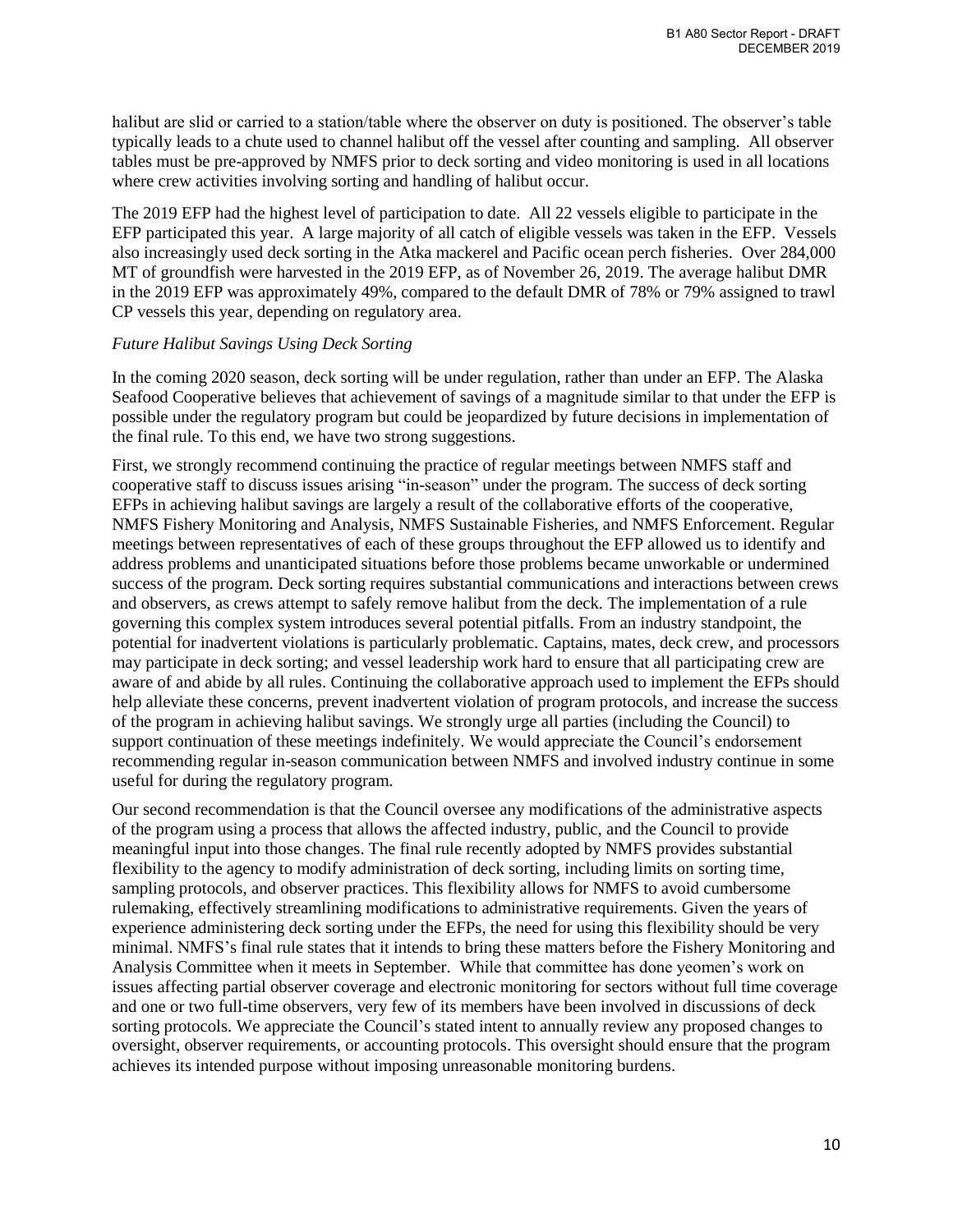halibut are slid or carried to a station/table where the observer on duty is positioned. The observer's table typically leads to a chute used to channel halibut off the vessel after counting and sampling. All observer tables must be pre-approved by NMFS prior to deck sorting and video monitoring is used in all locations where crew activities involving sorting and handling of halibut occur.

The 2019 EFP had the highest level of participation to date. All 22 vessels eligible to participate in the EFP participated this year. A large majority of all catch of eligible vessels was taken in the EFP. Vessels also increasingly used deck sorting in the Atka mackerel and Pacific ocean perch fisheries. Over 284,000 MT of groundfish were harvested in the 2019 EFP, as of November 26, 2019. The average halibut DMR in the 2019 EFP was approximately 49%, compared to the default DMR of 78% or 79% assigned to trawl CP vessels this year, depending on regulatory area.

*Future Halibut Savings Using Deck Sorting*

In the coming 2020 season, deck sorting will be under regulation, rather than under an EFP. The Alaska Seafood Cooperative believes that achievement of savings of a magnitude similar to that under the EFP is possible under the regulatory program but could be jeopardized by future decisions in implementation of the final rule. To this end, we have two strong suggestions.

First, we strongly recommend continuing the practice of regular meetings between NMFS staff and cooperative staff to discuss issues arising "in-season" under the program. The success of deck sorting EFPs in achieving halibut savings are largely a result of the collaborative efforts of the cooperative, NMFS Fishery Monitoring and Analysis, NMFS Sustainable Fisheries, and NMFS Enforcement. Regular meetings between representatives of each of these groups throughout the EFP allowed us to identify and address problems and unanticipated situations before those problems became unworkable or undermined success of the program. Deck sorting requires substantial communications and interactions between crews and observers, as crews attempt to safely remove halibut from the deck. The implementation of a rule governing this complex system introduces several potential pitfalls. From an industry standpoint, the potential for inadvertent violations is particularly problematic. Captains, mates, deck crew, and processors may participate in deck sorting; and vessel leadership work hard to ensure that all participating crew are aware of and abide by all rules. Continuing the collaborative approach used to implement the EFPs should help alleviate these concerns, prevent inadvertent violation of program protocols, and increase the success of the program in achieving halibut savings. We strongly urge all parties (including the Council) to support continuation of these meetings indefinitely. We would appreciate the Council's endorsement recommending regular in-season communication between NMFS and involved industry continue in some useful for during the regulatory program.

Our second recommendation is that the Council oversee any modifications of the administrative aspects of the program using a process that allows the affected industry, public, and the Council to provide meaningful input into those changes. The final rule recently adopted by NMFS provides substantial flexibility to the agency to modify administration of deck sorting, including limits on sorting time, sampling protocols, and observer practices. This flexibility allows for NMFS to avoid cumbersome rulemaking, effectively streamlining modifications to administrative requirements. Given the years of experience administering deck sorting under the EFPs, the need for using this flexibility should be very minimal. NMFS's final rule states that it intends to bring these matters before the Fishery Monitoring and Analysis Committee when it meets in September. While that committee has done yeomen's work on issues affecting partial observer coverage and electronic monitoring for sectors without full time coverage and one or two full-time observers, very few of its members have been involved in discussions of deck sorting protocols. We appreciate the Council's stated intent to annually review any proposed changes to oversight, observer requirements, or accounting protocols. This oversight should ensure that the program achieves its intended purpose without imposing unreasonable monitoring burdens.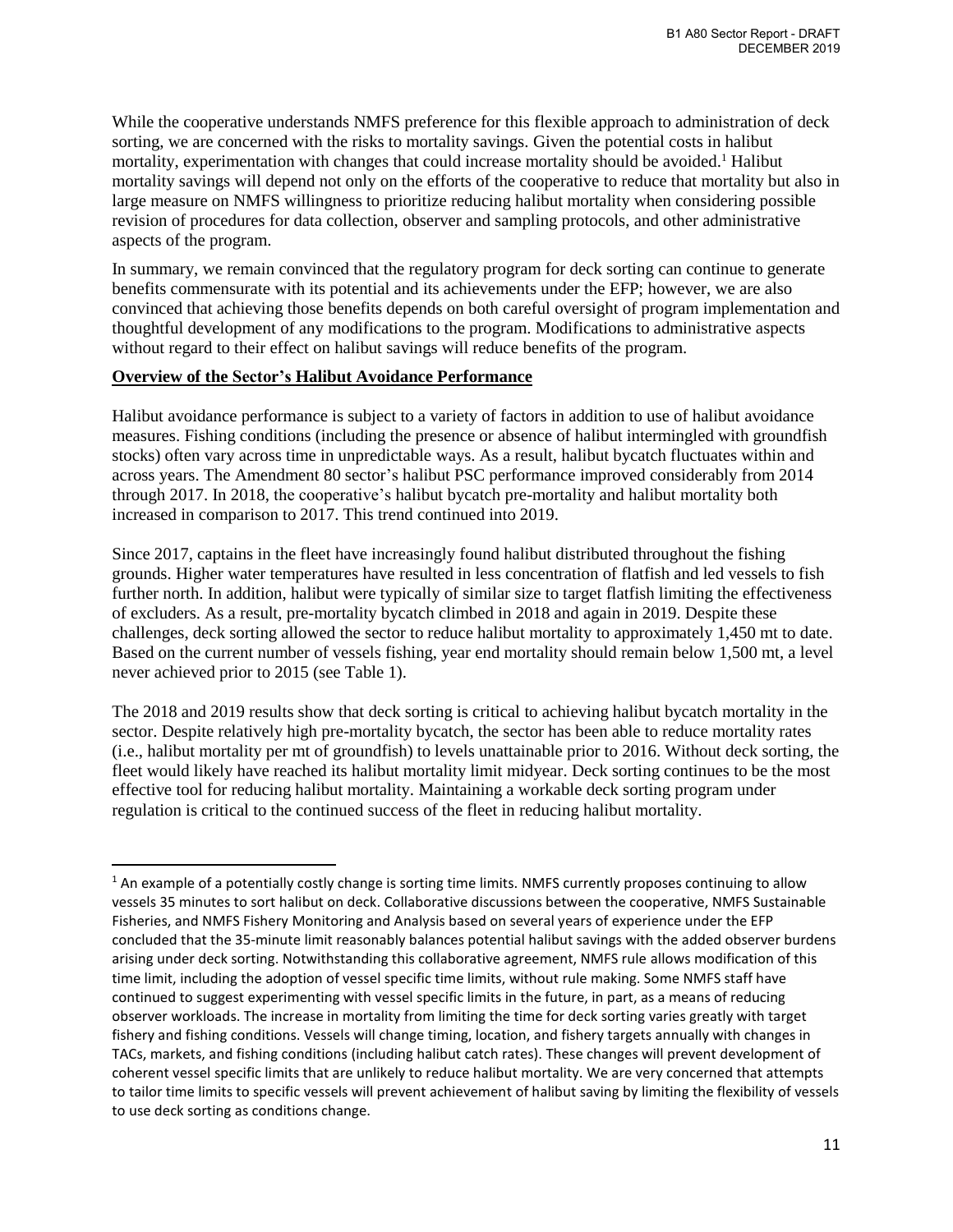While the cooperative understands NMFS preference for this flexible approach to administration of deck sorting, we are concerned with the risks to mortality savings. Given the potential costs in halibut mortality, experimentation with changes that could increase mortality should be avoided.[1] Halibut mortality savings will depend not only on the efforts of the cooperative to reduce that mortality but also in large measure on NMFS willingness to prioritize reducing halibut mortality when considering possible revision of procedures for data collection, observer and sampling protocols, and other administrative aspects of the program.

In summary, we remain convinced that the regulatory program for deck sorting can continue to generate benefits commensurate with its potential and its achievements under the EFP; however, we are also convinced that achieving those benefits depends on both careful oversight of program implementation and thoughtful development of any modifications to the program. Modifications to administrative aspects without regard to their effect on halibut savings will reduce benefits of the program.

**Overview of the Sector's Halibut Avoidance Performance**

Halibut avoidance performance is subject to a variety of factors in addition to use of halibut avoidance measures. Fishing conditions (including the presence or absence of halibut intermingled with groundfish stocks) often vary across time in unpredictable ways. As a result, halibut bycatch fluctuates within and across years. The Amendment 80 sector's halibut PSC performance improved considerably from 2014 through 2017. In 2018, the cooperative's halibut bycatch pre-mortality and halibut mortality both increased in comparison to 2017. This trend continued into 2019.

Since 2017, captains in the fleet have increasingly found halibut distributed throughout the fishing grounds. Higher water temperatures have resulted in less concentration of flatfish and led vessels to fish further north. In addition, halibut were typically of similar size to target flatfish limiting the effectiveness of excluders. As a result, pre-mortality bycatch climbed in 2018 and again in 2019. Despite these challenges, deck sorting allowed the sector to reduce halibut mortality to approximately 1,450 mt to date. Based on the current number of vessels fishing, year end mortality should remain below 1,500 mt, a level never achieved prior to 2015 (see Table 1).

The 2018 and 2019 results show that deck sorting is critical to achieving halibut bycatch mortality in the sector. Despite relatively high pre-mortality bycatch, the sector has been able to reduce mortality rates (i.e., halibut mortality per mt of groundfish) to levels unattainable prior to 2016. Without deck sorting, the fleet would likely have reached its halibut mortality limit midyear. Deck sorting continues to be the most effective tool for reducing halibut mortality. Maintaining a workable deck sorting program under regulation is critical to the continued success of the fleet in reducing halibut mortality.

---

[1] An example of a potentially costly change is sorting time limits. NMFS currently proposes continuing to allow vessels 35 minutes to sort halibut on deck. Collaborative discussions between the cooperative, NMFS Sustainable Fisheries, and NMFS Fishery Monitoring and Analysis based on several years of experience under the EFP concluded that the 35-minute limit reasonably balances potential halibut savings with the added observer burdens arising under deck sorting. Notwithstanding this collaborative agreement, NMFS rule allows modification of this time limit, including the adoption of vessel specific time limits, without rule making. Some NMFS staff have continued to suggest experimenting with vessel specific limits in the future, in part, as a means of reducing observer workloads. The increase in mortality from limiting the time for deck sorting varies greatly with target fishery and fishing conditions. Vessels will change timing, location, and fishery targets annually with changes in TACs, markets, and fishing conditions (including halibut catch rates). These changes will prevent development of coherent vessel specific limits that are unlikely to reduce halibut mortality. We are very concerned that attempts to tailor time limits to specific vessels will prevent achievement of halibut saving by limiting the flexibility of vessels to use deck sorting as conditions change.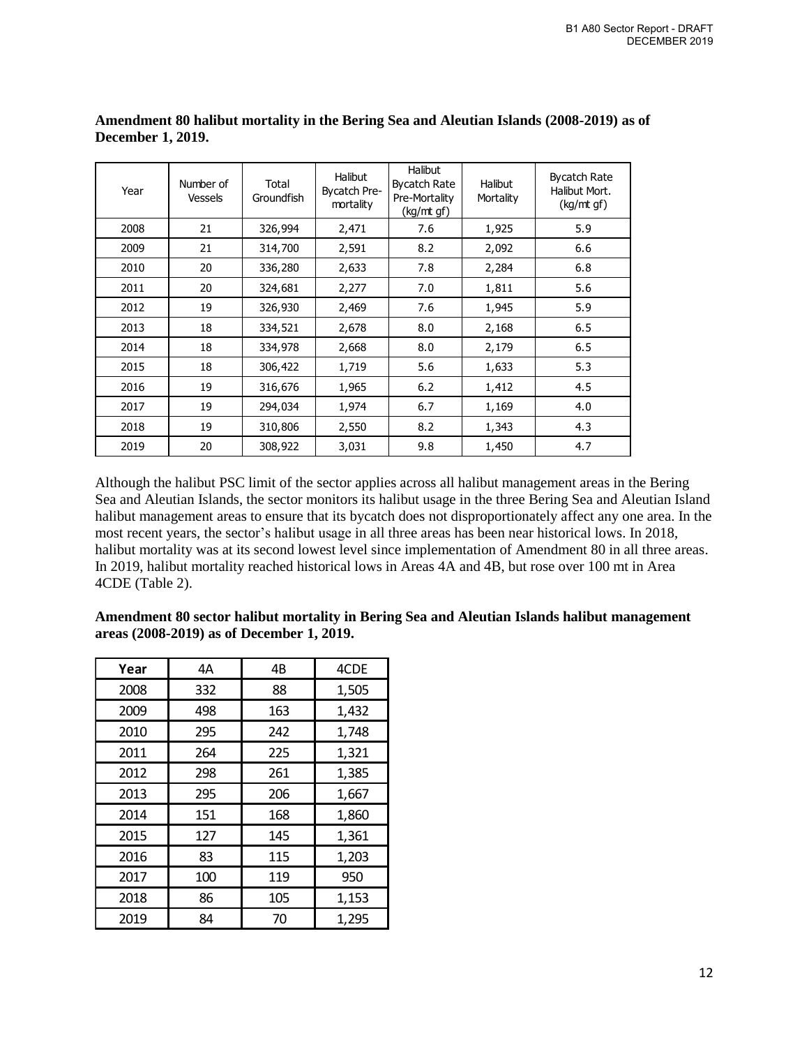**Amendment 80 halibut mortality in the Bering Sea and Aleutian Islands (2008-2019) as of December 1, 2019.**

| Year | Number of Vessels | Total Groundfish | Halibut Bycatch Pre-mortality | Halibut Bycatch Rate Pre-Mortality (kg/mt gf) | Halibut Mortality | Bycatch Rate Halibut Mort. (kg/mt gf) |
|---|---|---|---|---|---|---|
| 2008 | 21 | 326,994 | 2,471 | 7.6 | 1,925 | 5.9 |
| 2009 | 21 | 314,700 | 2,591 | 8.2 | 2,092 | 6.6 |
| 2010 | 20 | 336,280 | 2,633 | 7.8 | 2,284 | 6.8 |
| 2011 | 20 | 324,681 | 2,277 | 7.0 | 1,811 | 5.6 |
| 2012 | 19 | 326,930 | 2,469 | 7.6 | 1,945 | 5.9 |
| 2013 | 18 | 334,521 | 2,678 | 8.0 | 2,168 | 6.5 |
| 2014 | 18 | 334,978 | 2,668 | 8.0 | 2,179 | 6.5 |
| 2015 | 18 | 306,422 | 1,719 | 5.6 | 1,633 | 5.3 |
| 2016 | 19 | 316,676 | 1,965 | 6.2 | 1,412 | 4.5 |
| 2017 | 19 | 294,034 | 1,974 | 6.7 | 1,169 | 4.0 |
| 2018 | 19 | 310,806 | 2,550 | 8.2 | 1,343 | 4.3 |
| 2019 | 20 | 308,922 | 3,031 | 9.8 | 1,450 | 4.7 |

Although the halibut PSC limit of the sector applies across all halibut management areas in the Bering Sea and Aleutian Islands, the sector monitors its halibut usage in the three Bering Sea and Aleutian Island halibut management areas to ensure that its bycatch does not disproportionately affect any one area. In the most recent years, the sector's halibut usage in all three areas has been near historical lows. In 2018, halibut mortality was at its second lowest level since implementation of Amendment 80 in all three areas. In 2019, halibut mortality reached historical lows in Areas 4A and 4B, but rose over 100 mt in Area 4CDE (Table 2).

**Amendment 80 sector halibut mortality in Bering Sea and Aleutian Islands halibut management areas (2008-2019) as of December 1, 2019.**

| Year | 4A | 4B | 4CDE |
|---|---|---|---|
| 2008 | 332 | 88 | 1,505 |
| 2009 | 498 | 163 | 1,432 |
| 2010 | 295 | 242 | 1,748 |
| 2011 | 264 | 225 | 1,321 |
| 2012 | 298 | 261 | 1,385 |
| 2013 | 295 | 206 | 1,667 |
| 2014 | 151 | 168 | 1,860 |
| 2015 | 127 | 145 | 1,361 |
| 2016 | 83 | 115 | 1,203 |
| 2017 | 100 | 119 | 950 |
| 2018 | 86 | 105 | 1,153 |
| 2019 | 84 | 70 | 1,295 |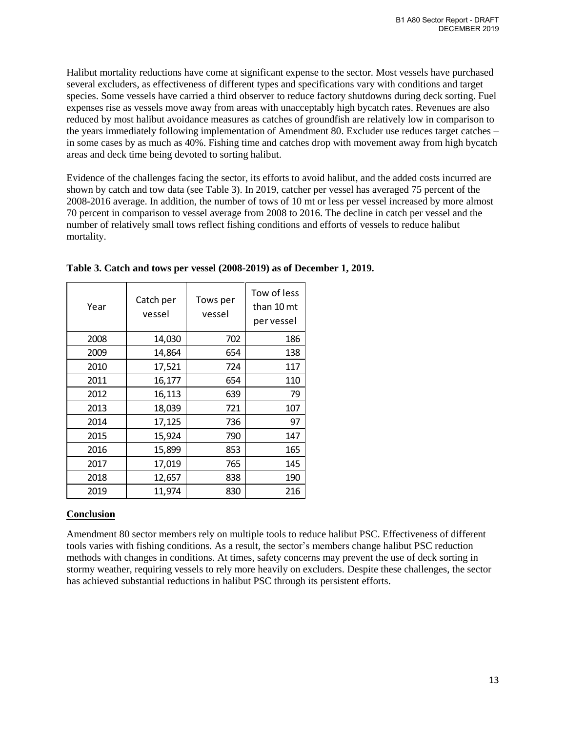Halibut mortality reductions have come at significant expense to the sector. Most vessels have purchased several excluders, as effectiveness of different types and specifications vary with conditions and target species. Some vessels have carried a third observer to reduce factory shutdowns during deck sorting. Fuel expenses rise as vessels move away from areas with unacceptably high bycatch rates. Revenues are also reduced by most halibut avoidance measures as catches of groundfish are relatively low in comparison to the years immediately following implementation of Amendment 80. Excluder use reduces target catches – in some cases by as much as 40%. Fishing time and catches drop with movement away from high bycatch areas and deck time being devoted to sorting halibut.

Evidence of the challenges facing the sector, its efforts to avoid halibut, and the added costs incurred are shown by catch and tow data (see Table 3). In 2019, catcher per vessel has averaged 75 percent of the 2008-2016 average. In addition, the number of tows of 10 mt or less per vessel increased by more almost 70 percent in comparison to vessel average from 2008 to 2016. The decline in catch per vessel and the number of relatively small tows reflect fishing conditions and efforts of vessels to reduce halibut mortality.

**Table 3. Catch and tows per vessel (2008-2019) as of December 1, 2019.**

| Year | Catch per vessel | Tows per vessel | Tow of less than 10 mt per vessel |
|---|---|---|---|
| 2008 | 14,030 | 702 | 186 |
| 2009 | 14,864 | 654 | 138 |
| 2010 | 17,521 | 724 | 117 |
| 2011 | 16,177 | 654 | 110 |
| 2012 | 16,113 | 639 | 79 |
| 2013 | 18,039 | 721 | 107 |
| 2014 | 17,125 | 736 | 97 |
| 2015 | 15,924 | 790 | 147 |
| 2016 | 15,899 | 853 | 165 |
| 2017 | 17,019 | 765 | 145 |
| 2018 | 12,657 | 838 | 190 |
| 2019 | 11,974 | 830 | 216 |

## Conclusion

Amendment 80 sector members rely on multiple tools to reduce halibut PSC. Effectiveness of different tools varies with fishing conditions. As a result, the sector's members change halibut PSC reduction methods with changes in conditions. At times, safety concerns may prevent the use of deck sorting in stormy weather, requiring vessels to rely more heavily on excluders. Despite these challenges, the sector has achieved substantial reductions in halibut PSC through its persistent efforts.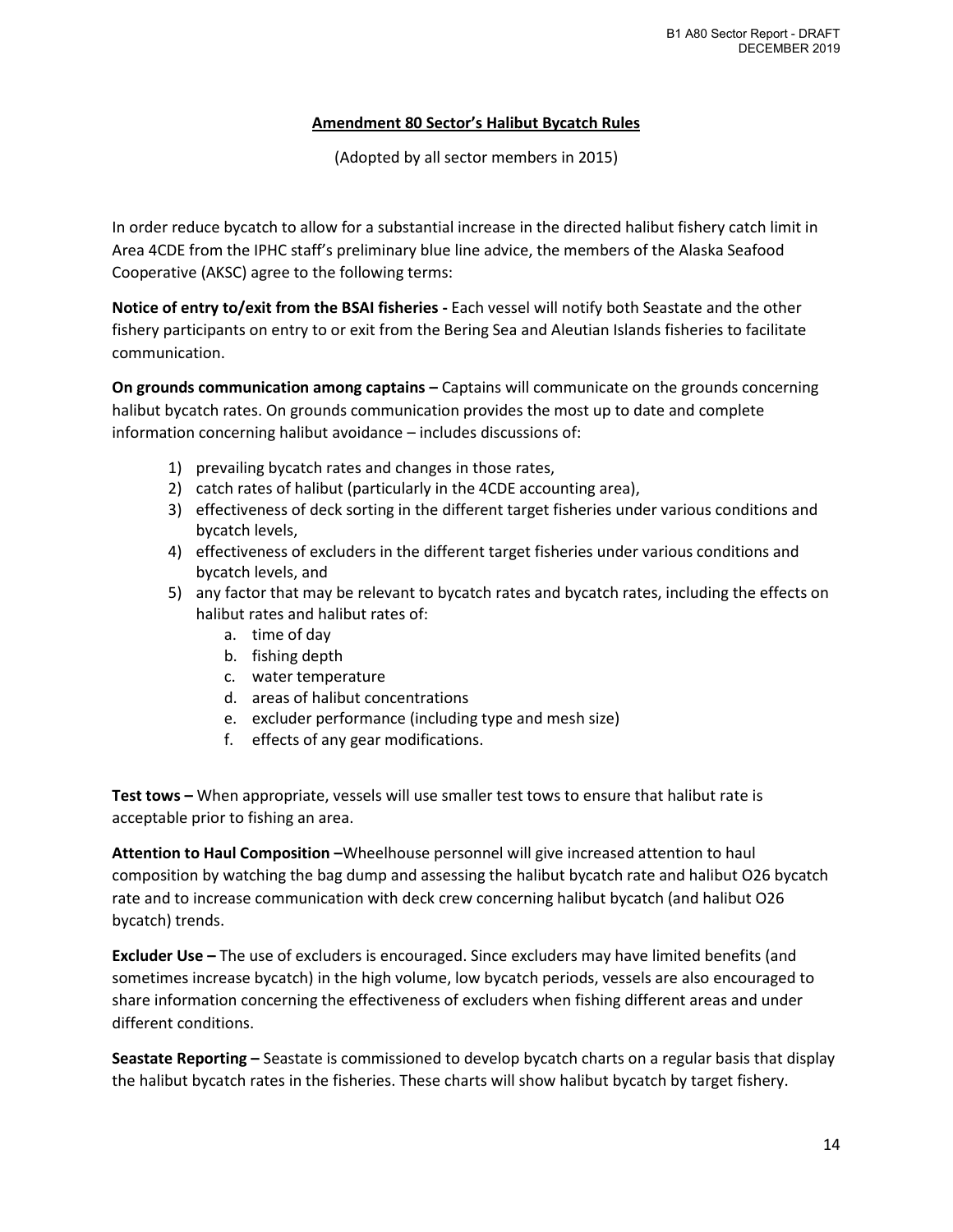## Amendment 80 Sector's Halibut Bycatch Rules

(Adopted by all sector members in 2015)

In order reduce bycatch to allow for a substantial increase in the directed halibut fishery catch limit in Area 4CDE from the IPHC staff's preliminary blue line advice, the members of the Alaska Seafood Cooperative (AKSC) agree to the following terms:

**Notice of entry to/exit from the BSAI fisheries -** Each vessel will notify both Seastate and the other fishery participants on entry to or exit from the Bering Sea and Aleutian Islands fisheries to facilitate communication.

**On grounds communication among captains –** Captains will communicate on the grounds concerning halibut bycatch rates. On grounds communication provides the most up to date and complete information concerning halibut avoidance – includes discussions of:

1) prevailing bycatch rates and changes in those rates,
2) catch rates of halibut (particularly in the 4CDE accounting area),
3) effectiveness of deck sorting in the different target fisheries under various conditions and bycatch levels,
4) effectiveness of excluders in the different target fisheries under various conditions and bycatch levels, and
5) any factor that may be relevant to bycatch rates and bycatch rates, including the effects on halibut rates and halibut rates of:
    a. time of day
    b. fishing depth
    c. water temperature
    d. areas of halibut concentrations
    e. excluder performance (including type and mesh size)
    f. effects of any gear modifications.

**Test tows –** When appropriate, vessels will use smaller test tows to ensure that halibut rate is acceptable prior to fishing an area.

**Attention to Haul Composition –**Wheelhouse personnel will give increased attention to haul composition by watching the bag dump and assessing the halibut bycatch rate and halibut O26 bycatch rate and to increase communication with deck crew concerning halibut bycatch (and halibut O26 bycatch) trends.

**Excluder Use –** The use of excluders is encouraged. Since excluders may have limited benefits (and sometimes increase bycatch) in the high volume, low bycatch periods, vessels are also encouraged to share information concerning the effectiveness of excluders when fishing different areas and under different conditions.

**Seastate Reporting –** Seastate is commissioned to develop bycatch charts on a regular basis that display the halibut bycatch rates in the fisheries. These charts will show halibut bycatch by target fishery.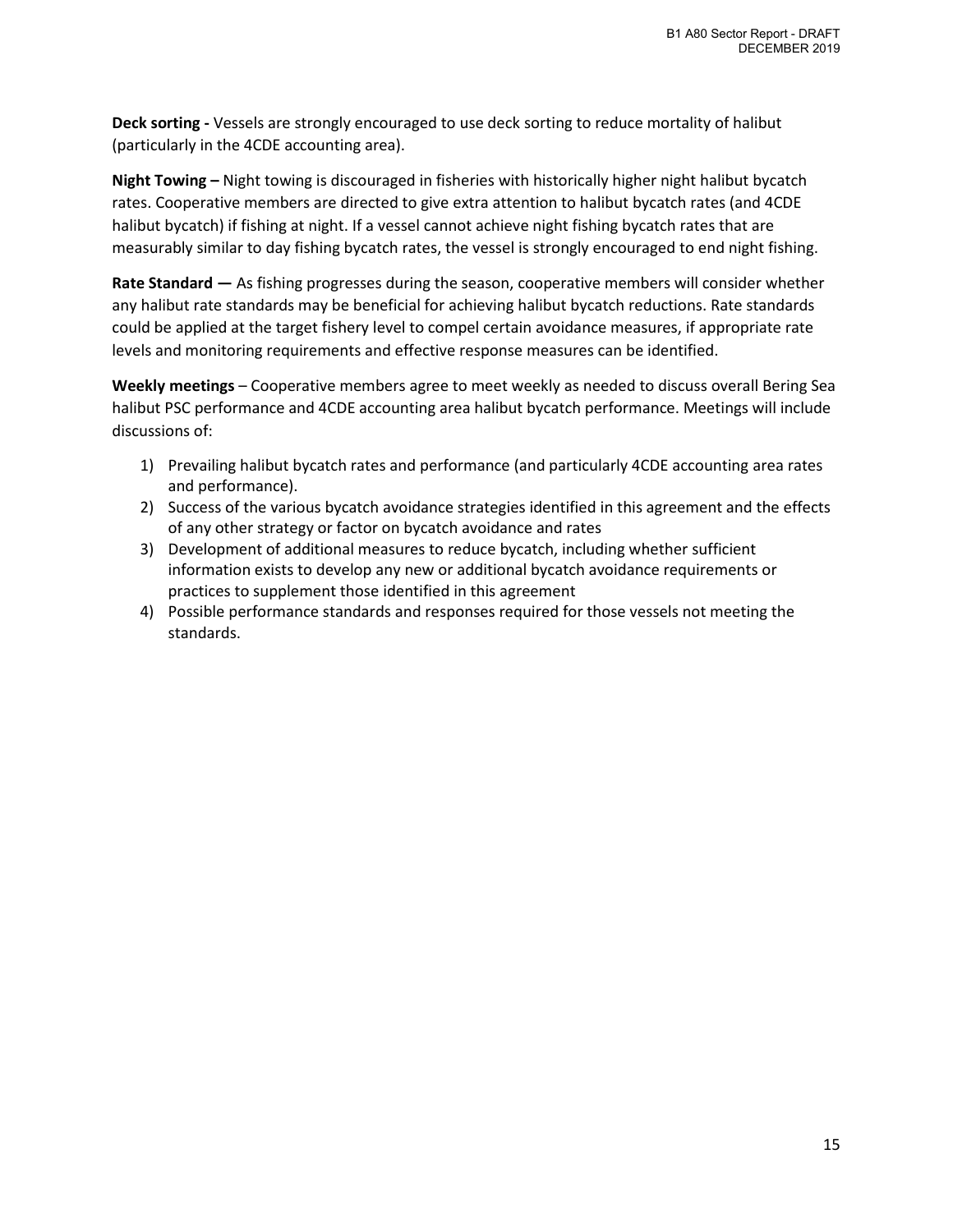**Deck sorting -** Vessels are strongly encouraged to use deck sorting to reduce mortality of halibut (particularly in the 4CDE accounting area).

**Night Towing –** Night towing is discouraged in fisheries with historically higher night halibut bycatch rates. Cooperative members are directed to give extra attention to halibut bycatch rates (and 4CDE halibut bycatch) if fishing at night. If a vessel cannot achieve night fishing bycatch rates that are measurably similar to day fishing bycatch rates, the vessel is strongly encouraged to end night fishing.

**Rate Standard —** As fishing progresses during the season, cooperative members will consider whether any halibut rate standards may be beneficial for achieving halibut bycatch reductions. Rate standards could be applied at the target fishery level to compel certain avoidance measures, if appropriate rate levels and monitoring requirements and effective response measures can be identified.

**Weekly meetings** – Cooperative members agree to meet weekly as needed to discuss overall Bering Sea halibut PSC performance and 4CDE accounting area halibut bycatch performance. Meetings will include discussions of:

1) Prevailing halibut bycatch rates and performance (and particularly 4CDE accounting area rates and performance).
2) Success of the various bycatch avoidance strategies identified in this agreement and the effects of any other strategy or factor on bycatch avoidance and rates
3) Development of additional measures to reduce bycatch, including whether sufficient information exists to develop any new or additional bycatch avoidance requirements or practices to supplement those identified in this agreement
4) Possible performance standards and responses required for those vessels not meeting the standards.